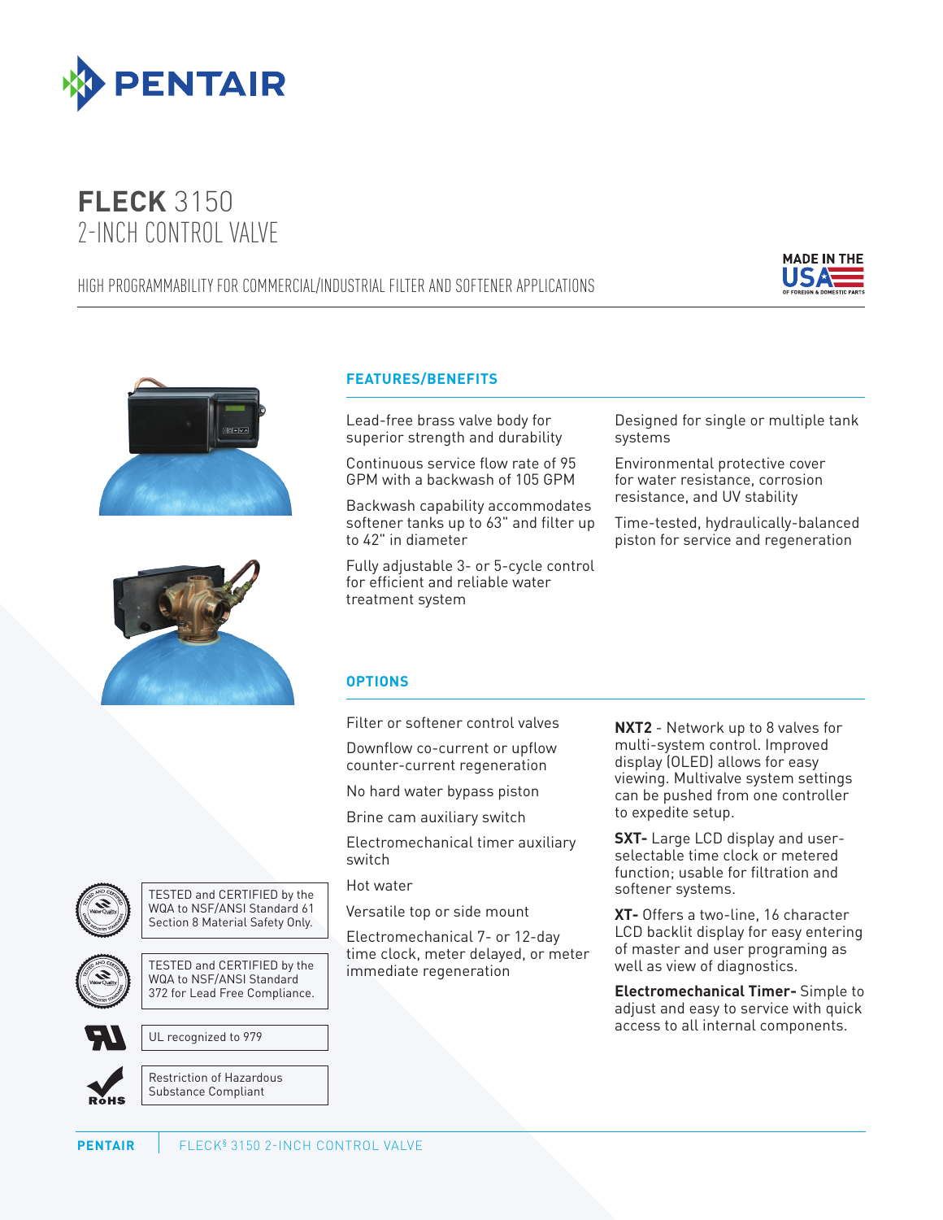# FLECK 3150
## 2-INCH CONTROL VALVE

HIGH PROGRAMMABILITY FOR COMMERCIAL/INDUSTRIAL FILTER AND SOFTENER APPLICATIONS

MADE IN THE USA OF FOREIGN & DOMESTIC PARTS

### FEATURES/BENEFITS

- Lead-free brass valve body for superior strength and durability
- Continuous service flow rate of 95 GPM with a backwash of 105 GPM
- Backwash capability accommodates softener tanks up to 63" and filter up to 42" in diameter
- Fully adjustable 3- or 5-cycle control for efficient and reliable water treatment system
- Designed for single or multiple tank systems
- Environmental protective cover for water resistance, corrosion resistance, and UV stability
- Time-tested, hydraulically-balanced piston for service and regeneration

### OPTIONS

- Filter or softener control valves
- Downflow co-current or upflow counter-current regeneration
- No hard water bypass piston
- Brine cam auxiliary switch
- Electromechanical timer auxiliary switch
- Hot water
- Versatile top or side mount
- Electromechanical 7- or 12-day time clock, meter delayed, or meter immediate regeneration

**NXT2** - Network up to 8 valves for multi-system control. Improved display (OLED) allows for easy viewing. Multivalve system settings can be pushed from one controller to expedite setup.

**SXT-** Large LCD display and user-selectable time clock or metered function; usable for filtration and softener systems.

**XT-** Offers a two-line, 16 character LCD backlit display for easy entering of master and user programing as well as view of diagnostics.

**Electromechanical Timer-** Simple to adjust and easy to service with quick access to all internal components.

TESTED and CERTIFIED by the WQA to NSF/ANSI Standard 61 Section 8 Material Safety Only.

TESTED and CERTIFIED by the WQA to NSF/ANSI Standard 372 for Lead Free Compliance.

UL recognized to 979

Restriction of Hazardous Substance Compliant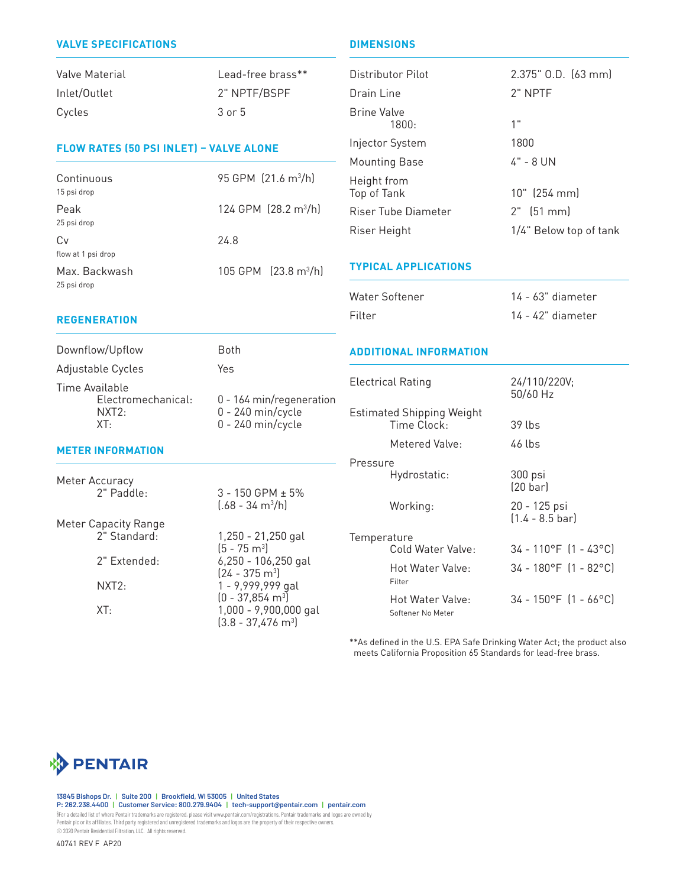## VALVE SPECIFICATIONS

| | |
|---|---|
| Valve Material | Lead-free brass** |
| Inlet/Outlet | 2" NPTF/BSPF |
| Cycles | 3 or 5 |

## FLOW RATES (50 PSI INLET) – VALVE ALONE

| | |
|---|---|
| Continuous<br>15 psi drop | 95 GPM (21.6 $m^3$/h) |
| Peak<br>25 psi drop | 124 GPM (28.2 $m^3$/h) |
| Cv<br>flow at 1 psi drop | 24.8 |
| Max. Backwash<br>25 psi drop | 105 GPM (23.8 $m^3$/h) |

## REGENERATION

| | |
|---|---|
| Downflow/Upflow | Both |
| Adjustable Cycles | Yes |
| Time Available | |
| Electromechanical: | 0 - 164 min/regeneration |
| NXT2: | 0 - 240 min/cycle |
| XT: | 0 - 240 min/cycle |

## METER INFORMATION

| | |
|---|---|
| Meter Accuracy | |
| 2" Paddle: | 3 - 150 GPM ± 5%<br>(.68 - 34 $m^3$/h) |
| Meter Capacity Range | |
| 2" Standard: | 1,250 - 21,250 gal<br>(5 - 75 $m^3$) |
| 2" Extended: | 6,250 - 106,250 gal<br>(24 - 375 $m^3$) |
| NXT2: | 1 - 9,999,999 gal<br>(0 - 37,854 $m^3$) |
| XT: | 1,000 - 9,900,000 gal<br>(3.8 - 37,476 $m^3$) |

## DIMENSIONS

| | |
|---|---|
| Distributor Pilot | 2.375" O.D. (63 mm) |
| Drain Line | 2" NPTF |
| Brine Valve | |
| 1800: | 1" |
| Injector System | 1800 |
| Mounting Base | 4" - 8 UN |
| Height from Top of Tank | 10" (254 mm) |
| Riser Tube Diameter | 2" (51 mm) |
| Riser Height | 1/4" Below top of tank |

## TYPICAL APPLICATIONS

| | |
|---|---|
| Water Softener | 14 - 63" diameter |
| Filter | 14 - 42" diameter |

## ADDITIONAL INFORMATION

| | |
|---|---|
| Electrical Rating | 24/110/220V;<br>50/60 Hz |
| Estimated Shipping Weight | |
| Time Clock: | 39 lbs |
| Metered Valve: | 46 lbs |
| Pressure | |
| Hydrostatic: | 300 psi<br>(20 bar) |
| Working: | 20 - 125 psi<br>(1.4 - 8.5 bar) |
| Temperature | |
| Cold Water Valve: | 34 - 110°F (1 - 43°C) |
| Hot Water Valve:<br>Filter | 34 - 180°F (1 - 82°C) |
| Hot Water Valve:<br>Softener No Meter | 34 - 150°F (1 - 66°C) |

**As defined in the U.S. EPA Safe Drinking Water Act; the product also meets California Proposition 65 Standards for lead-free brass.

PENTAIR

13845 Bishops Dr. | Suite 200 | Brookfield, WI 53005 | United States
P: 262.238.4400 | Customer Service: 800.279.9404 | tech-support@pentair.com | pentair.com

§For a detailed list of where Pentair trademarks are registered, please visit www.pentair.com/registrations. Pentair trademarks and logos are owned by Pentair plc or its affiliates. Third party registered and unregistered trademarks and logos are the property of their respective owners.
© 2020 Pentair Residential Filtration, LLC. All rights reserved.

40741 REV F AP20